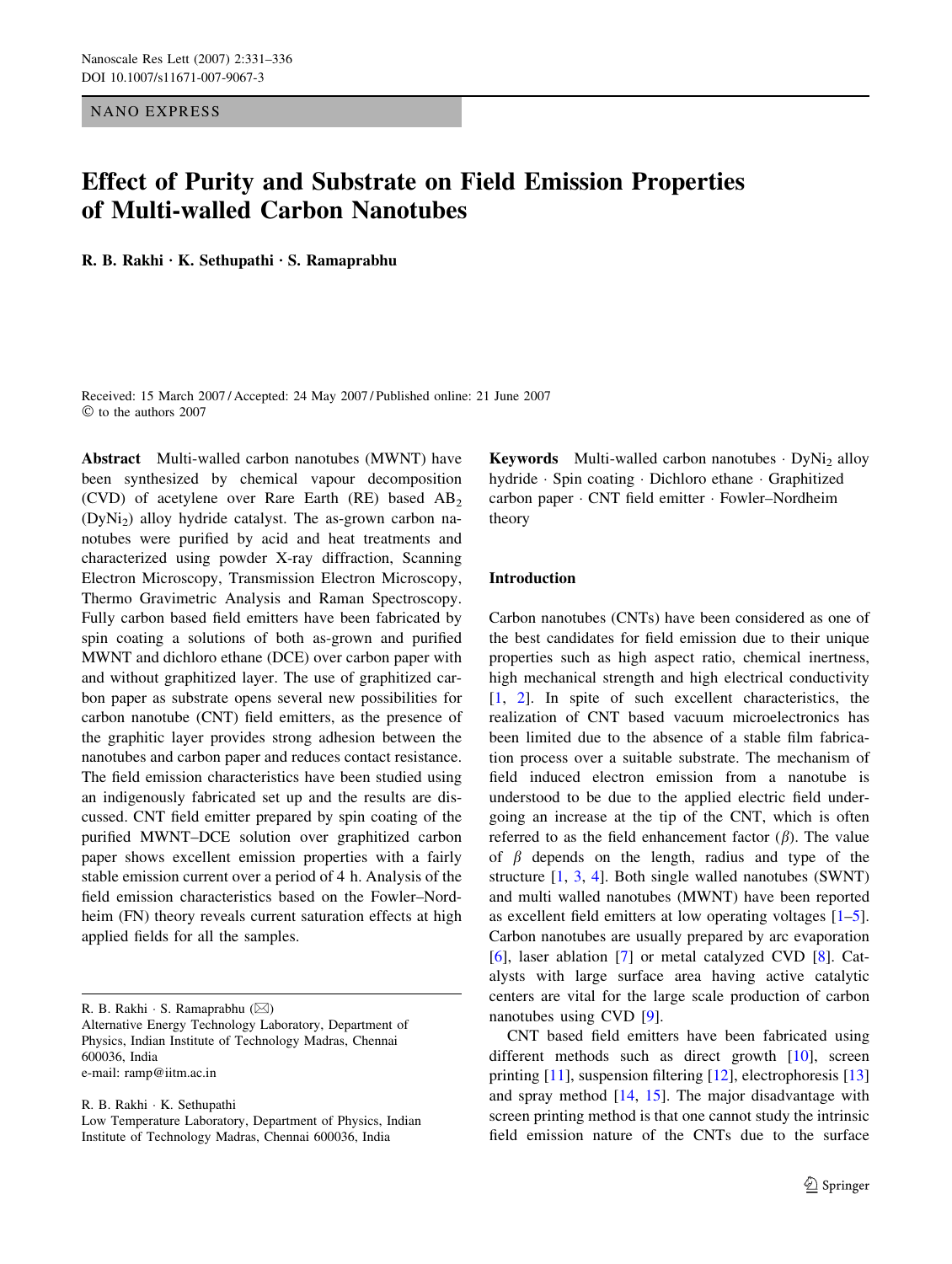NANO EXPRESS

# Effect of Purity and Substrate on Field Emission Properties of Multi-walled Carbon Nanotubes

**R. B. Rakhi · K. Sethupathi · S. Ramaprabhu**

Received: 15 March 2007 / Accepted: 24 May 2007 / Published online: 21 June 2007
© to the authors 2007

**Abstract** Multi-walled carbon nanotubes (MWNT) have been synthesized by chemical vapour decomposition (CVD) of acetylene over Rare Earth (RE) based $AB_2$ ($DyNi_2$) alloy hydride catalyst. The as-grown carbon nanotubes were purified by acid and heat treatments and characterized using powder X-ray diffraction, Scanning Electron Microscopy, Transmission Electron Microscopy, Thermo Gravimetric Analysis and Raman Spectroscopy. Fully carbon based field emitters have been fabricated by spin coating a solutions of both as-grown and purified MWNT and dichloro ethane (DCE) over carbon paper with and without graphitized layer. The use of graphitized carbon paper as substrate opens several new possibilities for carbon nanotube (CNT) field emitters, as the presence of the graphitic layer provides strong adhesion between the nanotubes and carbon paper and reduces contact resistance. The field emission characteristics have been studied using an indigenously fabricated set up and the results are discussed. CNT field emitter prepared by spin coating of the purified MWNT–DCE solution over graphitized carbon paper shows excellent emission properties with a fairly stable emission current over a period of 4 h. Analysis of the field emission characteristics based on the Fowler–Nordheim (FN) theory reveals current saturation effects at high applied fields for all the samples.

**Keywords** Multi-walled carbon nanotubes · $DyNi_2$ alloy hydride · Spin coating · Dichloro ethane · Graphitized carbon paper · CNT field emitter · Fowler–Nordheim theory

R. B. Rakhi · S. Ramaprabhu (✉)
Alternative Energy Technology Laboratory, Department of Physics, Indian Institute of Technology Madras, Chennai 600036, India
e-mail: ramp@iitm.ac.in

R. B. Rakhi · K. Sethupathi
Low Temperature Laboratory, Department of Physics, Indian Institute of Technology Madras, Chennai 600036, India

## Introduction

Carbon nanotubes (CNTs) have been considered as one of the best candidates for field emission due to their unique properties such as high aspect ratio, chemical inertness, high mechanical strength and high electrical conductivity [1, 2]. In spite of such excellent characteristics, the realization of CNT based vacuum microelectronics has been limited due to the absence of a stable film fabrication process over a suitable substrate. The mechanism of field induced electron emission from a nanotube is understood to be due to the applied electric field undergoing an increase at the tip of the CNT, which is often referred to as the field enhancement factor ($\beta$). The value of $\beta$ depends on the length, radius and type of the structure [1, 3, 4]. Both single walled nanotubes (SWNT) and multi walled nanotubes (MWNT) have been reported as excellent field emitters at low operating voltages [1–5]. Carbon nanotubes are usually prepared by arc evaporation [6], laser ablation [7] or metal catalyzed CVD [8]. Catalysts with large surface area having active catalytic centers are vital for the large scale production of carbon nanotubes using CVD [9].

CNT based field emitters have been fabricated using different methods such as direct growth [10], screen printing [11], suspension filtering [12], electrophoresis [13] and spray method [14, 15]. The major disadvantage with screen printing method is that one cannot study the intrinsic field emission nature of the CNTs due to the surface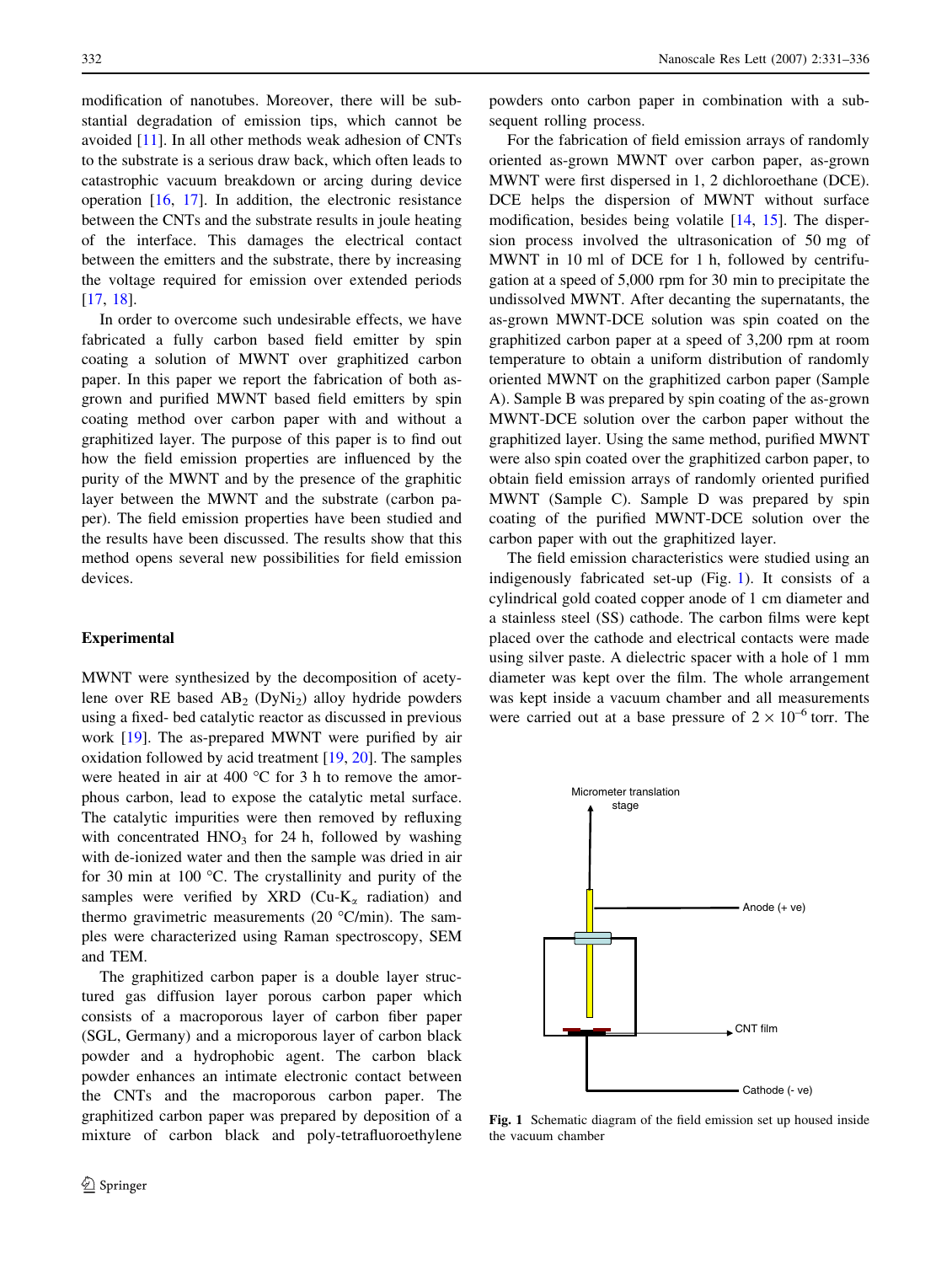modification of nanotubes. Moreover, there will be substantial degradation of emission tips, which cannot be avoided [11]. In all other methods weak adhesion of CNTs to the substrate is a serious draw back, which often leads to catastrophic vacuum breakdown or arcing during device operation [16, 17]. In addition, the electronic resistance between the CNTs and the substrate results in joule heating of the interface. This damages the electrical contact between the emitters and the substrate, there by increasing the voltage required for emission over extended periods [17, 18].

In order to overcome such undesirable effects, we have fabricated a fully carbon based field emitter by spin coating a solution of MWNT over graphitized carbon paper. In this paper we report the fabrication of both as-grown and purified MWNT based field emitters by spin coating method over carbon paper with and without a graphitized layer. The purpose of this paper is to find out how the field emission properties are influenced by the purity of the MWNT and by the presence of the graphitic layer between the MWNT and the substrate (carbon paper). The field emission properties have been studied and the results have been discussed. The results show that this method opens several new possibilities for field emission devices.

## Experimental

MWNT were synthesized by the decomposition of acetylene over RE based $AB_2$ ($DyNi_2$) alloy hydride powders using a fixed- bed catalytic reactor as discussed in previous work [19]. The as-prepared MWNT were purified by air oxidation followed by acid treatment [19, 20]. The samples were heated in air at 400 °C for 3 h to remove the amorphous carbon, lead to expose the catalytic metal surface. The catalytic impurities were then removed by refluxing with concentrated $HNO_3$ for 24 h, followed by washing with de-ionized water and then the sample was dried in air for 30 min at 100 °C. The crystallinity and purity of the samples were verified by XRD (Cu-$K_\alpha$ radiation) and thermo gravimetric measurements (20 °C/min). The samples were characterized using Raman spectroscopy, SEM and TEM.

The graphitized carbon paper is a double layer structured gas diffusion layer porous carbon paper which consists of a macroporous layer of carbon fiber paper (SGL, Germany) and a microporous layer of carbon black powder and a hydrophobic agent. The carbon black powder enhances an intimate electronic contact between the CNTs and the macroporous carbon paper. The graphitized carbon paper was prepared by deposition of a mixture of carbon black and poly-tetrafluoroethylene powders onto carbon paper in combination with a subsequent rolling process.

For the fabrication of field emission arrays of randomly oriented as-grown MWNT over carbon paper, as-grown MWNT were first dispersed in 1, 2 dichloroethane (DCE). DCE helps the dispersion of MWNT without surface modification, besides being volatile [14, 15]. The dispersion process involved the ultrasonication of 50 mg of MWNT in 10 ml of DCE for 1 h, followed by centrifugation at a speed of 5,000 rpm for 30 min to precipitate the undissolved MWNT. After decanting the supernatants, the as-grown MWNT-DCE solution was spin coated on the graphitized carbon paper at a speed of 3,200 rpm at room temperature to obtain a uniform distribution of randomly oriented MWNT on the graphitized carbon paper (Sample A). Sample B was prepared by spin coating of the as-grown MWNT-DCE solution over the carbon paper without the graphitized layer. Using the same method, purified MWNT were also spin coated over the graphitized carbon paper, to obtain field emission arrays of randomly oriented purified MWNT (Sample C). Sample D was prepared by spin coating of the purified MWNT-DCE solution over the carbon paper with out the graphitized layer.

The field emission characteristics were studied using an indigenously fabricated set-up (Fig. 1). It consists of a cylindrical gold coated copper anode of 1 cm diameter and a stainless steel (SS) cathode. The carbon films were kept placed over the cathode and electrical contacts were made using silver paste. A dielectric spacer with a hole of 1 mm diameter was kept over the film. The whole arrangement was kept inside a vacuum chamber and all measurements were carried out at a base pressure of $2 \times 10^{-6}$ torr. The

**Fig. 1** Schematic diagram of the field emission set up housed inside the vacuum chamber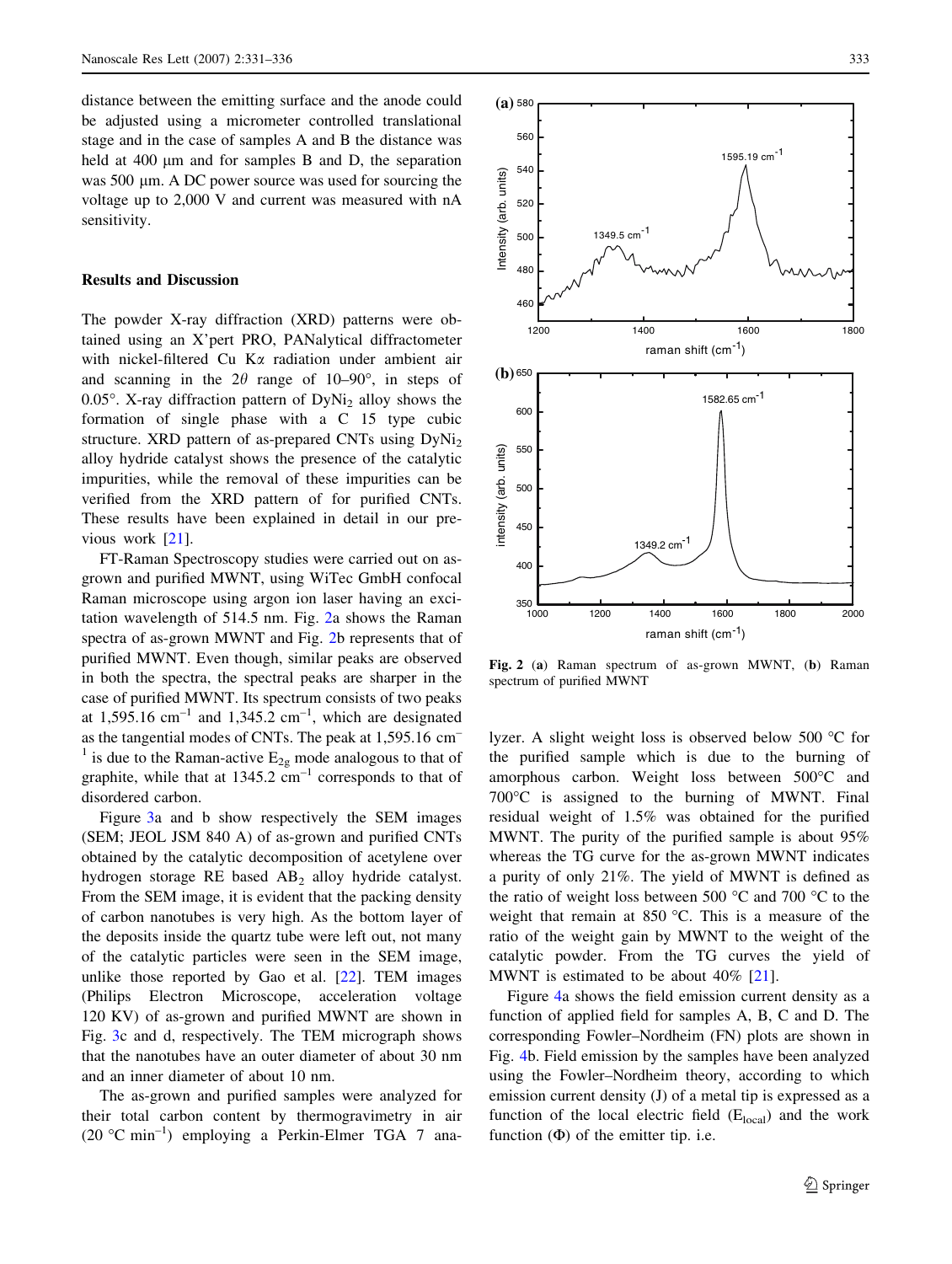distance between the emitting surface and the anode could be adjusted using a micrometer controlled translational stage and in the case of samples A and B the distance was held at 400 μm and for samples B and D, the separation was 500 μm. A DC power source was used for sourcing the voltage up to 2,000 V and current was measured with nA sensitivity.

## Results and Discussion

The powder X-ray diffraction (XRD) patterns were obtained using an X'pert PRO, PANalytical diffractometer with nickel-filtered Cu Kα radiation under ambient air and scanning in the 2$\theta$ range of 10–90°, in steps of 0.05°. X-ray diffraction pattern of $DyNi_2$ alloy shows the formation of single phase with a C 15 type cubic structure. XRD pattern of as-prepared CNTs using $DyNi_2$ alloy hydride catalyst shows the presence of the catalytic impurities, while the removal of these impurities can be verified from the XRD pattern of for purified CNTs. These results have been explained in detail in our previous work [21].

FT-Raman Spectroscopy studies were carried out on as-grown and purified MWNT, using WiTec GmbH confocal Raman microscope using argon ion laser having an excitation wavelength of 514.5 nm. Fig. 2a shows the Raman spectra of as-grown MWNT and Fig. 2b represents that of purified MWNT. Even though, similar peaks are observed in both the spectra, the spectral peaks are sharper in the case of purified MWNT. Its spectrum consists of two peaks at 1,595.16 $cm^{-1}$ and 1,345.2 $cm^{-1}$, which are designated as the tangential modes of CNTs. The peak at 1,595.16 $cm^{-1}$ is due to the Raman-active $E_{2g}$ mode analogous to that of graphite, while that at 1345.2 $cm^{-1}$ corresponds to that of disordered carbon.

Figure 3a and b show respectively the SEM images (SEM; JEOL JSM 840 A) of as-grown and purified CNTs obtained by the catalytic decomposition of acetylene over hydrogen storage RE based $AB_2$ alloy hydride catalyst. From the SEM image, it is evident that the packing density of carbon nanotubes is very high. As the bottom layer of the deposits inside the quartz tube were left out, not many of the catalytic particles were seen in the SEM image, unlike those reported by Gao et al. [22]. TEM images (Philips Electron Microscope, acceleration voltage 120 KV) of as-grown and purified MWNT are shown in Fig. 3c and d, respectively. The TEM micrograph shows that the nanotubes have an outer diameter of about 30 nm and an inner diameter of about 10 nm.

The as-grown and purified samples were analyzed for their total carbon content by thermogravimetry in air (20 °C $min^{-1}$) employing a Perkin-Elmer TGA 7 analyzer. A slight weight loss is observed below 500 °C for the purified sample which is due to the burning of amorphous carbon. Weight loss between 500°C and 700°C is assigned to the burning of MWNT. Final residual weight of 1.5% was obtained for the purified MWNT. The purity of the purified sample is about 95% whereas the TG curve for the as-grown MWNT indicates a purity of only 21%. The yield of MWNT is defined as the ratio of weight loss between 500 °C and 700 °C to the weight that remain at 850 °C. This is a measure of the ratio of the weight gain by MWNT to the weight of the catalytic powder. From the TG curves the yield of MWNT is estimated to be about 40% [21].

Fig. 2 (a) Raman spectrum of as-grown MWNT, (b) Raman spectrum of purified MWNT

Figure 4a shows the field emission current density as a function of applied field for samples A, B, C and D. The corresponding Fowler–Nordheim (FN) plots are shown in Fig. 4b. Field emission by the samples have been analyzed using the Fowler–Nordheim theory, according to which emission current density (J) of a metal tip is expressed as a function of the local electric field ($E_{local}$) and the work function ($\Phi$) of the emitter tip. i.e.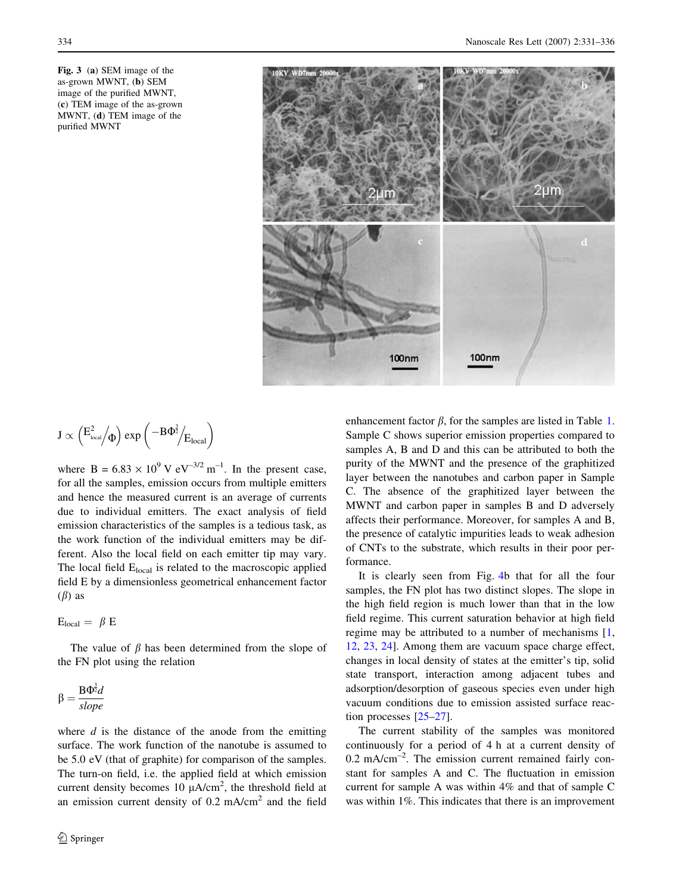**Fig. 3** (**a**) SEM image of the as-grown MWNT, (**b**) SEM image of the purified MWNT, (**c**) TEM image of the as-grown MWNT, (**d**) TEM image of the purified MWNT

$$J \propto \left(E_{local}^{2}/\Phi\right) \exp\left(-B\Phi^{\frac{3}{2}}/E_{local}\right)$$

where $B = 6.83 \times 10^{9}$ V eV$^{-3/2}$ m$^{-1}$. In the present case, for all the samples, emission occurs from multiple emitters and hence the measured current is an average of currents due to individual emitters. The exact analysis of field emission characteristics of the samples is a tedious task, as the work function of the individual emitters may be different. Also the local field on each emitter tip may vary. The local field $E_{local}$ is related to the macroscopic applied field E by a dimensionless geometrical enhancement factor ($\beta$) as

$$E_{local} = \beta E$$

The value of $\beta$ has been determined from the slope of the FN plot using the relation

$$\beta = \frac{B\Phi^{\frac{3}{2}}d}{slope}$$

where $d$ is the distance of the anode from the emitting surface. The work function of the nanotube is assumed to be 5.0 eV (that of graphite) for comparison of the samples. The turn-on field, i.e. the applied field at which emission current density becomes 10 μA/cm$^2$, the threshold field at an emission current density of 0.2 mA/cm$^2$ and the field enhancement factor $\beta$, for the samples are listed in Table 1. Sample C shows superior emission properties compared to samples A, B and D and this can be attributed to both the purity of the MWNT and the presence of the graphitized layer between the nanotubes and carbon paper in Sample C. The absence of the graphitized layer between the MWNT and carbon paper in samples B and D adversely affects their performance. Moreover, for samples A and B, the presence of catalytic impurities leads to weak adhesion of CNTs to the substrate, which results in their poor performance.

It is clearly seen from Fig. 4b that for all the four samples, the FN plot has two distinct slopes. The slope in the high field region is much lower than that in the low field regime. This current saturation behavior at high field regime may be attributed to a number of mechanisms [1, 12, 23, 24]. Among them are vacuum space charge effect, changes in local density of states at the emitter's tip, solid state transport, interaction among adjacent tubes and adsorption/desorption of gaseous species even under high vacuum conditions due to emission assisted surface reaction processes [25–27].

The current stability of the samples was monitored continuously for a period of 4 h at a current density of 0.2 mA/cm$^{-2}$. The emission current remained fairly constant for samples A and C. The fluctuation in emission current for sample A was within 4% and that of sample C was within 1%. This indicates that there is an improvement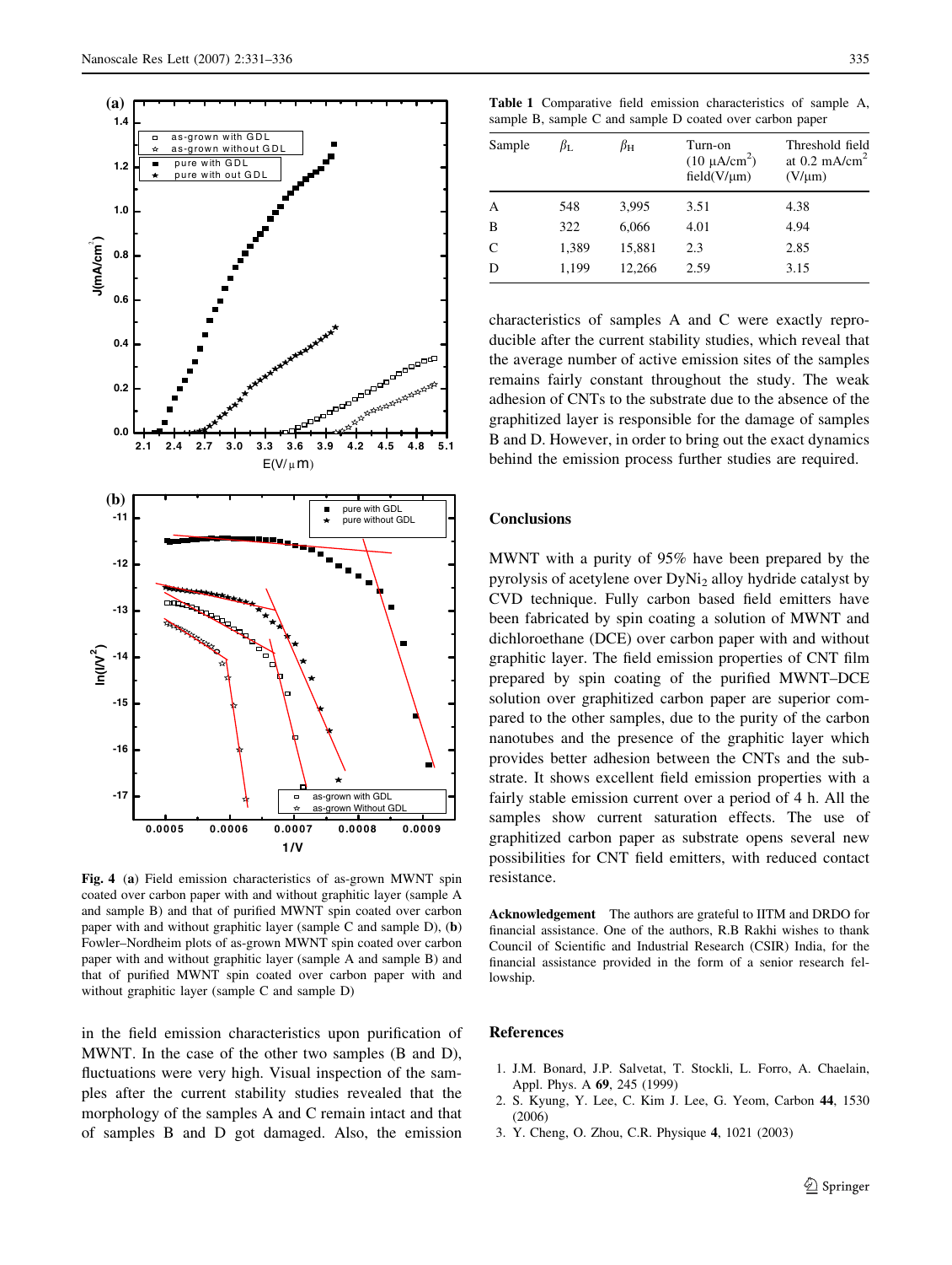Fig. 4 (**a**) Field emission characteristics of as-grown MWNT spin coated over carbon paper with and without graphitic layer (sample A and sample B) and that of purified MWNT spin coated over carbon paper with and without graphitic layer (sample C and sample D), (**b**) Fowler–Nordheim plots of as-grown MWNT spin coated over carbon paper with and without graphitic layer (sample A and sample B) and that of purified MWNT spin coated over carbon paper with and without graphitic layer (sample C and sample D)

in the field emission characteristics upon purification of MWNT. In the case of the other two samples (B and D), fluctuations were very high. Visual inspection of the samples after the current stability studies revealed that the morphology of the samples A and C remain intact and that of samples B and D got damaged. Also, the emission

**Table 1** Comparative field emission characteristics of sample A, sample B, sample C and sample D coated over carbon paper

| Sample | $\beta_L$ | $\beta_H$ | Turn-on (10 $\mu$A/cm$^2$) field(V/$\mu$m) | Threshold field at 0.2 mA/cm$^2$ (V/$\mu$m) |
|---|---|---|---|---|
| A | 548 | 3,995 | 3.51 | 4.38 |
| B | 322 | 6,066 | 4.01 | 4.94 |
| C | 1,389 | 15,881 | 2.3 | 2.85 |
| D | 1,199 | 12,266 | 2.59 | 3.15 |

characteristics of samples A and C were exactly reproducible after the current stability studies, which reveal that the average number of active emission sites of the samples remains fairly constant throughout the study. The weak adhesion of CNTs to the substrate due to the absence of the graphitized layer is responsible for the damage of samples B and D. However, in order to bring out the exact dynamics behind the emission process further studies are required.

## Conclusions

MWNT with a purity of 95% have been prepared by the pyrolysis of acetylene over $DyNi_2$ alloy hydride catalyst by CVD technique. Fully carbon based field emitters have been fabricated by spin coating a solution of MWNT and dichloroethane (DCE) over carbon paper with and without graphitic layer. The field emission properties of CNT film prepared by spin coating of the purified MWNT–DCE solution over graphitized carbon paper are superior compared to the other samples, due to the purity of the carbon nanotubes and the presence of the graphitic layer which provides better adhesion between the CNTs and the substrate. It shows excellent field emission properties with a fairly stable emission current over a period of 4 h. All the samples show current saturation effects. The use of graphitized carbon paper as substrate opens several new possibilities for CNT field emitters, with reduced contact resistance.

**Acknowledgement** The authors are grateful to IITM and DRDO for financial assistance. One of the authors, R.B Rakhi wishes to thank Council of Scientific and Industrial Research (CSIR) India, for the financial assistance provided in the form of a senior research fellowship.

## References

1. J.M. Bonard, J.P. Salvetat, T. Stockli, L. Forro, A. Chaelain, Appl. Phys. A **69**, 245 (1999)
2. S. Kyung, Y. Lee, C. Kim J. Lee, G. Yeom, Carbon **44**, 1530 (2006)
3. Y. Cheng, O. Zhou, C.R. Physique **4**, 1021 (2003)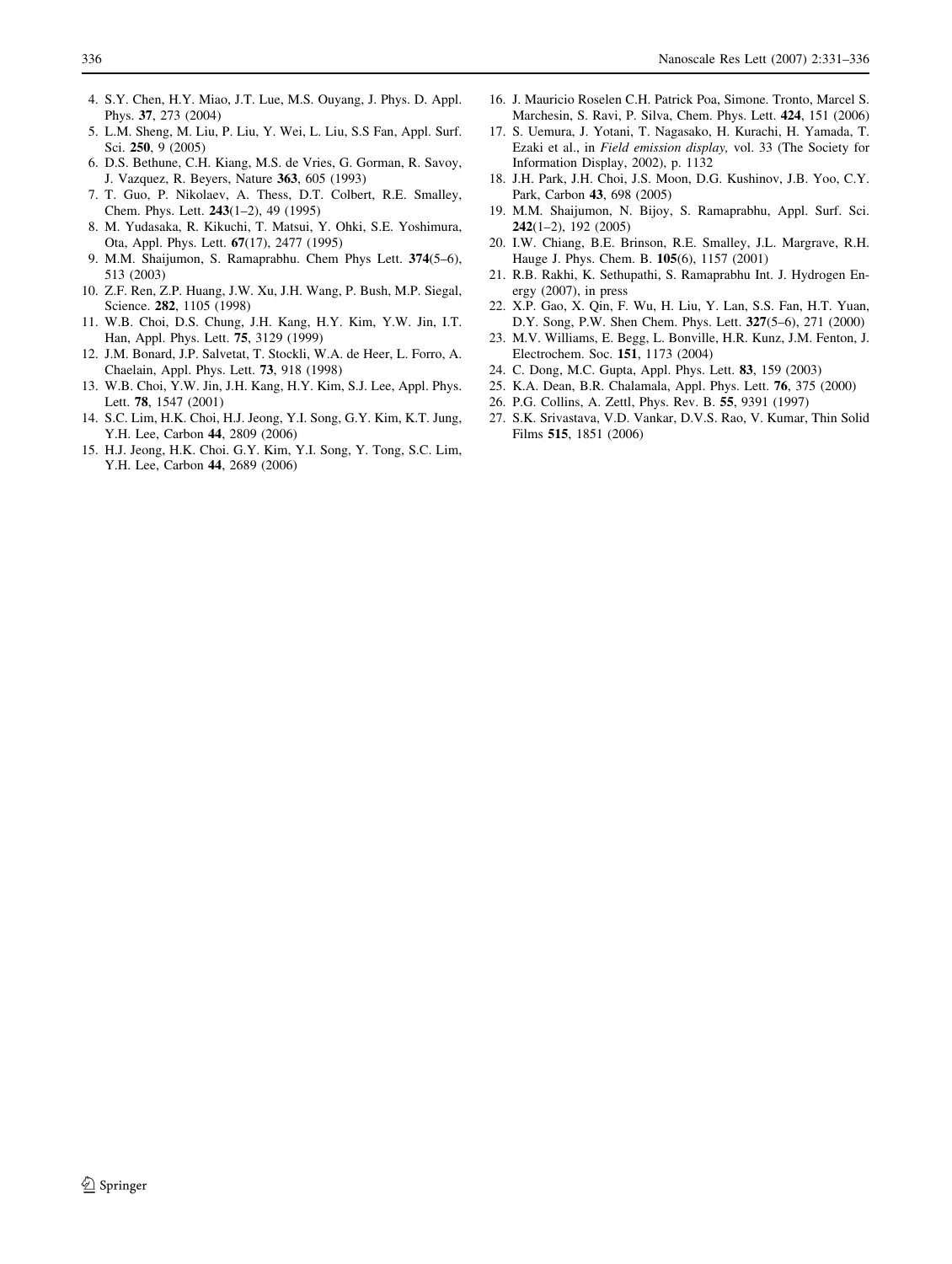4. S.Y. Chen, H.Y. Miao, J.T. Lue, M.S. Ouyang, J. Phys. D. Appl. Phys. **37**, 273 (2004)
5. L.M. Sheng, M. Liu, P. Liu, Y. Wei, L. Liu, S.S Fan, Appl. Surf. Sci. **250**, 9 (2005)
6. D.S. Bethune, C.H. Kiang, M.S. de Vries, G. Gorman, R. Savoy, J. Vazquez, R. Beyers, Nature **363**, 605 (1993)
7. T. Guo, P. Nikolaev, A. Thess, D.T. Colbert, R.E. Smalley, Chem. Phys. Lett. **243**(1–2), 49 (1995)
8. M. Yudasaka, R. Kikuchi, T. Matsui, Y. Ohki, S.E. Yoshimura, Ota, Appl. Phys. Lett. **67**(17), 2477 (1995)
9. M.M. Shaijumon, S. Ramaprabhu. Chem Phys Lett. **374**(5–6), 513 (2003)
10. Z.F. Ren, Z.P. Huang, J.W. Xu, J.H. Wang, P. Bush, M.P. Siegal, Science. **282**, 1105 (1998)
11. W.B. Choi, D.S. Chung, J.H. Kang, H.Y. Kim, Y.W. Jin, I.T. Han, Appl. Phys. Lett. **75**, 3129 (1999)
12. J.M. Bonard, J.P. Salvetat, T. Stockli, W.A. de Heer, L. Forro, A. Chaelain, Appl. Phys. Lett. **73**, 918 (1998)
13. W.B. Choi, Y.W. Jin, J.H. Kang, H.Y. Kim, S.J. Lee, Appl. Phys. Lett. **78**, 1547 (2001)
14. S.C. Lim, H.K. Choi, H.J. Jeong, Y.I. Song, G.Y. Kim, K.T. Jung, Y.H. Lee, Carbon **44**, 2809 (2006)
15. H.J. Jeong, H.K. Choi. G.Y. Kim, Y.I. Song, Y. Tong, S.C. Lim, Y.H. Lee, Carbon **44**, 2689 (2006)
16. J. Mauricio Roselen C.H. Patrick Poa, Simone. Tronto, Marcel S. Marchesin, S. Ravi, P. Silva, Chem. Phys. Lett. **424**, 151 (2006)
17. S. Uemura, J. Yotani, T. Nagasako, H. Kurachi, H. Yamada, T. Ezaki et al., in *Field emission display,* vol. 33 (The Society for Information Display, 2002), p. 1132
18. J.H. Park, J.H. Choi, J.S. Moon, D.G. Kushinov, J.B. Yoo, C.Y. Park, Carbon **43**, 698 (2005)
19. M.M. Shaijumon, N. Bijoy, S. Ramaprabhu, Appl. Surf. Sci. **242**(1–2), 192 (2005)
20. I.W. Chiang, B.E. Brinson, R.E. Smalley, J.L. Margrave, R.H. Hauge J. Phys. Chem. B. **105**(6), 1157 (2001)
21. R.B. Rakhi, K. Sethupathi, S. Ramaprabhu Int. J. Hydrogen Energy (2007), in press
22. X.P. Gao, X. Qin, F. Wu, H. Liu, Y. Lan, S.S. Fan, H.T. Yuan, D.Y. Song, P.W. Shen Chem. Phys. Lett. **327**(5–6), 271 (2000)
23. M.V. Williams, E. Begg, L. Bonville, H.R. Kunz, J.M. Fenton, J. Electrochem. Soc. **151**, 1173 (2004)
24. C. Dong, M.C. Gupta, Appl. Phys. Lett. **83**, 159 (2003)
25. K.A. Dean, B.R. Chalamala, Appl. Phys. Lett. **76**, 375 (2000)
26. P.G. Collins, A. Zettl, Phys. Rev. B. **55**, 9391 (1997)
27. S.K. Srivastava, V.D. Vankar, D.V.S. Rao, V. Kumar, Thin Solid Films **515**, 1851 (2006)